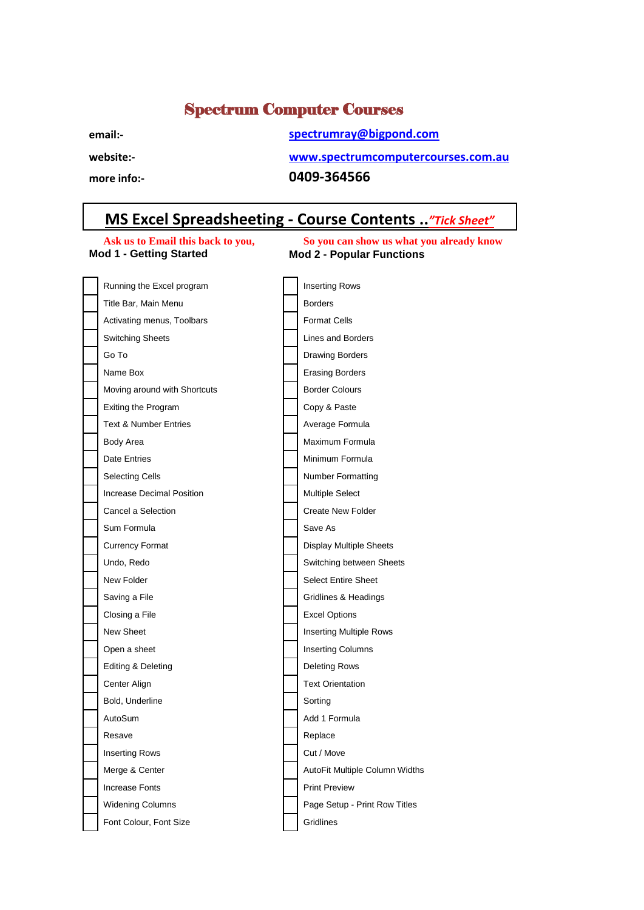# Spectrum Computer Courses

**email:-** spectrumray@bigpond.com

**website:-** www.spectrumcomputercourses.com.au

**more info:-** **0409-364566**

## MS Excel Spreadsheeting - Course Contents .."*Tick Sheet*"

**Ask us to Email this back to you, So you can show us what you already know**

### Mod 1 - Getting Started

- [ ] Running the Excel program
- [ ] Title Bar, Main Menu
- [ ] Activating menus, Toolbars
- [ ] Switching Sheets
- [ ] Go To
- [ ] Name Box
- [ ] Moving around with Shortcuts
- [ ] Exiting the Program
- [ ] Text & Number Entries
- [ ] Body Area
- [ ] Date Entries
- [ ] Selecting Cells
- [ ] Increase Decimal Position
- [ ] Cancel a Selection
- [ ] Sum Formula
- [ ] Currency Format
- [ ] Undo, Redo
- [ ] New Folder
- [ ] Saving a File
- [ ] Closing a File
- [ ] New Sheet
- [ ] Open a sheet
- [ ] Editing & Deleting
- [ ] Center Align
- [ ] Bold, Underline
- [ ] AutoSum
- [ ] Resave
- [ ] Inserting Rows
- [ ] Merge & Center
- [ ] Increase Fonts
- [ ] Widening Columns
- [ ] Font Colour, Font Size

### Mod 2 - Popular Functions

- [ ] Inserting Rows
- [ ] Borders
- [ ] Format Cells
- [ ] Lines and Borders
- [ ] Drawing Borders
- [ ] Erasing Borders
- [ ] Border Colours
- [ ] Copy & Paste
- [ ] Average Formula
- [ ] Maximum Formula
- [ ] Minimum Formula
- [ ] Number Formatting
- [ ] Multiple Select
- [ ] Create New Folder
- [ ] Save As
- [ ] Display Multiple Sheets
- [ ] Switching between Sheets
- [ ] Select Entire Sheet
- [ ] Gridlines & Headings
- [ ] Excel Options
- [ ] Inserting Multiple Rows
- [ ] Inserting Columns
- [ ] Deleting Rows
- [ ] Text Orientation
- [ ] Sorting
- [ ] Add 1 Formula
- [ ] Replace
- [ ] Cut / Move
- [ ] AutoFit Multiple Column Widths
- [ ] Print Preview
- [ ] Page Setup - Print Row Titles
- [ ] Gridlines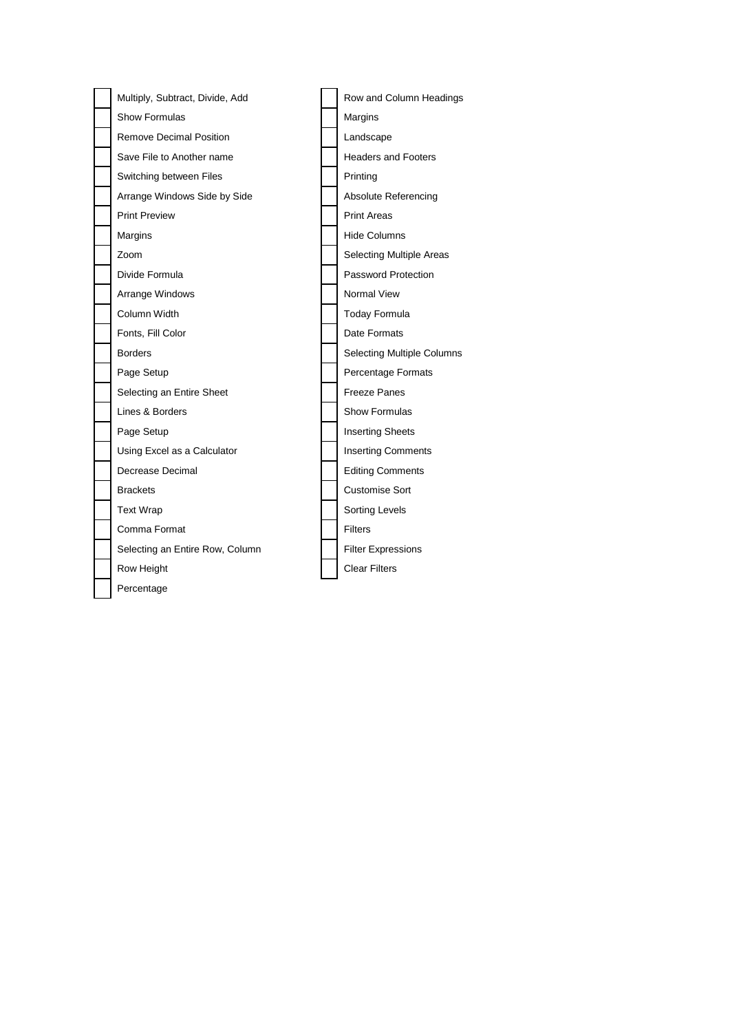- [ ] Multiply, Subtract, Divide, Add
- [ ] Show Formulas
- [ ] Remove Decimal Position
- [ ] Save File to Another name
- [ ] Switching between Files
- [ ] Arrange Windows Side by Side
- [ ] Print Preview
- [ ] Margins
- [ ] Zoom
- [ ] Divide Formula
- [ ] Arrange Windows
- [ ] Column Width
- [ ] Fonts, Fill Color
- [ ] Borders
- [ ] Page Setup
- [ ] Selecting an Entire Sheet
- [ ] Lines & Borders
- [ ] Page Setup
- [ ] Using Excel as a Calculator
- [ ] Decrease Decimal
- [ ] Brackets
- [ ] Text Wrap
- [ ] Comma Format
- [ ] Selecting an Entire Row, Column
- [ ] Row Height
- [ ] Percentage

- [ ] Row and Column Headings
- [ ] Margins
- [ ] Landscape
- [ ] Headers and Footers
- [ ] Printing
- [ ] Absolute Referencing
- [ ] Print Areas
- [ ] Hide Columns
- [ ] Selecting Multiple Areas
- [ ] Password Protection
- [ ] Normal View
- [ ] Today Formula
- [ ] Date Formats
- [ ] Selecting Multiple Columns
- [ ] Percentage Formats
- [ ] Freeze Panes
- [ ] Show Formulas
- [ ] Inserting Sheets
- [ ] Inserting Comments
- [ ] Editing Comments
- [ ] Customise Sort
- [ ] Sorting Levels
- [ ] Filters
- [ ] Filter Expressions
- [ ] Clear Filters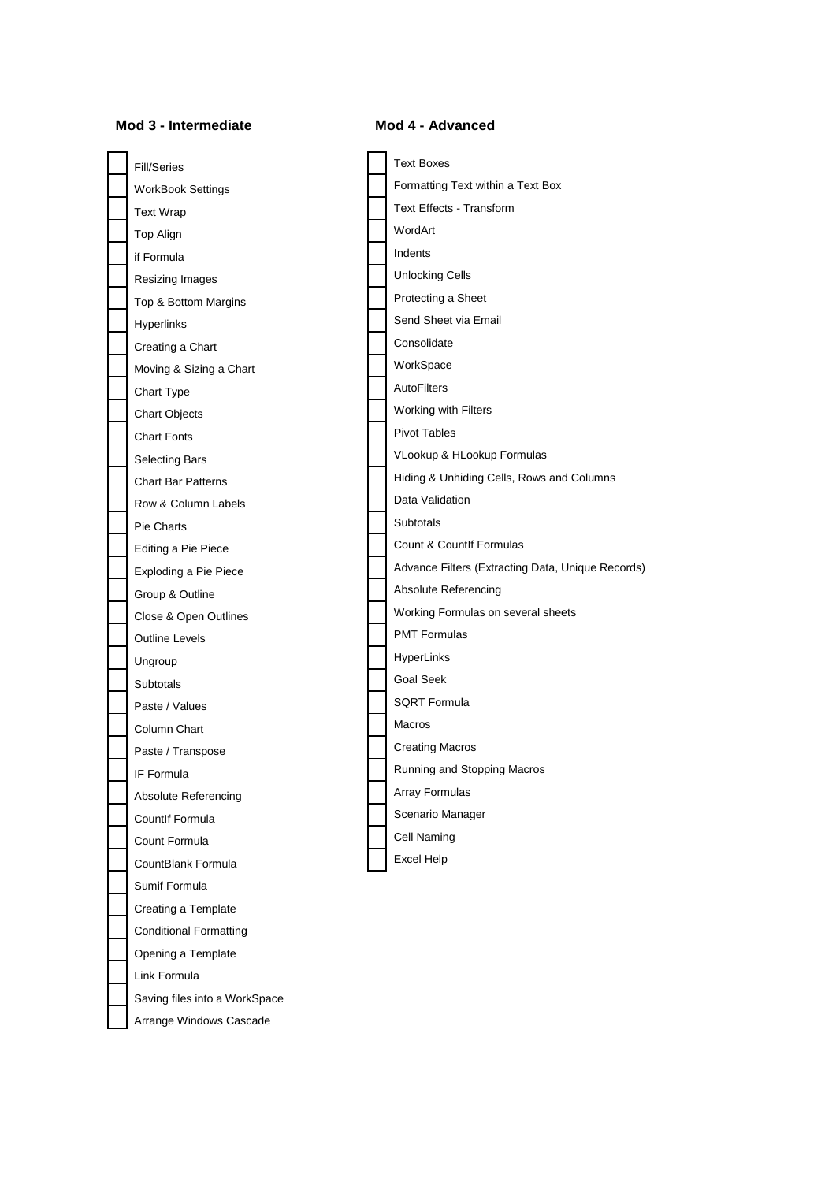## Mod 3 - Intermediate

- [ ] Fill/Series
- [ ] WorkBook Settings
- [ ] Text Wrap
- [ ] Top Align
- [ ] if Formula
- [ ] Resizing Images
- [ ] Top & Bottom Margins
- [ ] Hyperlinks
- [ ] Creating a Chart
- [ ] Moving & Sizing a Chart
- [ ] Chart Type
- [ ] Chart Objects
- [ ] Chart Fonts
- [ ] Selecting Bars
- [ ] Chart Bar Patterns
- [ ] Row & Column Labels
- [ ] Pie Charts
- [ ] Editing a Pie Piece
- [ ] Exploding a Pie Piece
- [ ] Group & Outline
- [ ] Close & Open Outlines
- [ ] Outline Levels
- [ ] Ungroup
- [ ] Subtotals
- [ ] Paste / Values
- [ ] Column Chart
- [ ] Paste / Transpose
- [ ] IF Formula
- [ ] Absolute Referencing
- [ ] CountIf Formula
- [ ] Count Formula
- [ ] CountBlank Formula
- [ ] Sumif Formula
- [ ] Creating a Template
- [ ] Conditional Formatting
- [ ] Opening a Template
- [ ] Link Formula
- [ ] Saving files into a WorkSpace
- [ ] Arrange Windows Cascade

## Mod 4 - Advanced

- [ ] Text Boxes
- [ ] Formatting Text within a Text Box
- [ ] Text Effects - Transform
- [ ] WordArt
- [ ] Indents
- [ ] Unlocking Cells
- [ ] Protecting a Sheet
- [ ] Send Sheet via Email
- [ ] Consolidate
- [ ] WorkSpace
- [ ] AutoFilters
- [ ] Working with Filters
- [ ] Pivot Tables
- [ ] VLookup & HLookup Formulas
- [ ] Hiding & Unhiding Cells, Rows and Columns
- [ ] Data Validation
- [ ] Subtotals
- [ ] Count & CountIf Formulas
- [ ] Advance Filters (Extracting Data, Unique Records)
- [ ] Absolute Referencing
- [ ] Working Formulas on several sheets
- [ ] PMT Formulas
- [ ] HyperLinks
- [ ] Goal Seek
- [ ] SQRT Formula
- [ ] Macros
- [ ] Creating Macros
- [ ] Running and Stopping Macros
- [ ] Array Formulas
- [ ] Scenario Manager
- [ ] Cell Naming
- [ ] Excel Help